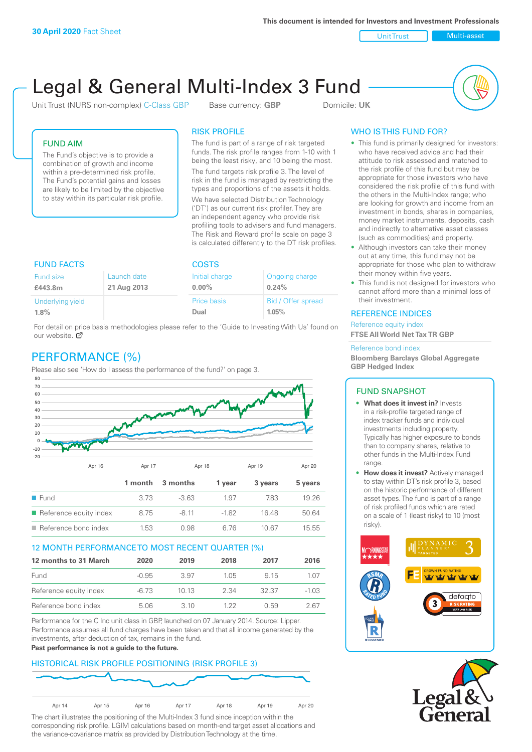**30 April 2020** Fact Sheet

This document is intended for Investors and Investment Professionals

Unit Trust | Multi-asset

# Legal & General Multi-Index 3 Fund

Unit Trust (NURS non-complex) C-Class GBP    Base currency: **GBP**    Domicile: **UK**

## FUND AIM

The Fund's objective is to provide a combination of growth and income within a pre-determined risk profile. The Fund's potential gains and losses are likely to be limited by the objective to stay within its particular risk profile.

## RISK PROFILE

The fund is part of a range of risk targeted funds. The risk profile ranges from 1-10 with 1 being the least risky, and 10 being the most.

The fund targets risk profile 3. The level of risk in the fund is managed by restricting the types and proportions of the assets it holds. We have selected Distribution Technology ('DT') as our current risk profiler. They are an independent agency who provide risk profiling tools to advisers and fund managers. The Risk and Reward profile scale on page 3 is calculated differently to the DT risk profiles.

## WHO IS THIS FUND FOR?

- This fund is primarily designed for investors: who have received advice and had their attitude to risk assessed and matched to the risk profile of this fund but may be appropriate for those investors who have considered the risk profile of this fund with the others in the Multi-Index range; who are looking for growth and income from an investment in bonds, shares in companies, money market instruments, deposits, cash and indirectly to alternative asset classes (such as commodities) and property.
- Although investors can take their money out at any time, this fund may not be appropriate for those who plan to withdraw their money within five years.
- This fund is not designed for investors who cannot afford more than a minimal loss of their investment.

## FUND FACTS

| Fund size | Launch date |
|---|---|
| **£443.8m** | **21 Aug 2013** |
| Underlying yield | |
| **1.8%** | |

## COSTS

| Initial charge | Ongoing charge |
|---|---|
| **0.00%** | **0.24%** |
| Price basis | Bid / Offer spread |
| **Dual** | **1.05%** |

For detail on price basis methodologies please refer to the 'Guide to Investing With Us' found on our website.

## REFERENCE INDICES

Reference equity index
**FTSE All World Net Tax TR GBP**

Reference bond index
**Bloomberg Barclays Global Aggregate GBP Hedged Index**

## PERFORMANCE (%)

Please also see 'How do I assess the performance of the fund?' on page 3.

| | 1 month | 3 months | 1 year | 3 years | 5 years |
|---|---|---|---|---|---|
| Fund | 3.73 | -3.63 | 1.97 | 7.83 | 19.26 |
| Reference equity index | 8.75 | -8.11 | -1.82 | 16.48 | 50.64 |
| Reference bond index | 1.53 | 0.98 | 6.76 | 10.67 | 15.55 |

## 12 MONTH PERFORMANCE TO MOST RECENT QUARTER (%)

| 12 months to 31 March | 2020 | 2019 | 2018 | 2017 | 2016 |
|---|---|---|---|---|---|
| Fund | -0.95 | 3.97 | 1.05 | 9.15 | 1.07 |
| Reference equity index | -6.73 | 10.13 | 2.34 | 32.37 | -1.03 |
| Reference bond index | 5.06 | 3.10 | 1.22 | 0.59 | 2.67 |

Performance for the C Inc unit class in GBP, launched on 07 January 2014. Source: Lipper. Performance assumes all fund charges have been taken and that all income generated by the investments, after deduction of tax, remains in the fund.

**Past performance is not a guide to the future.**

## FUND SNAPSHOT

- **What does it invest in?** Invests in a risk-profile targeted range of index tracker funds and individual investments including property. Typically has higher exposure to bonds than to company shares, relative to other funds in the Multi-Index Fund range.
- **How does it invest?** Actively managed to stay within DT's risk profile 3, based on the historic performance of different asset types. The fund is part of a range of risk profiled funds which are rated on a scale of 1 (least risky) to 10 (most risky).

## HISTORICAL RISK PROFILE POSITIONING (RISK PROFILE 3)

The chart illustrates the positioning of the Multi-Index 3 fund since inception within the corresponding risk profile. LGIM calculations based on month-end target asset allocations and the variance-covariance matrix as provided by Distribution Technology at the time.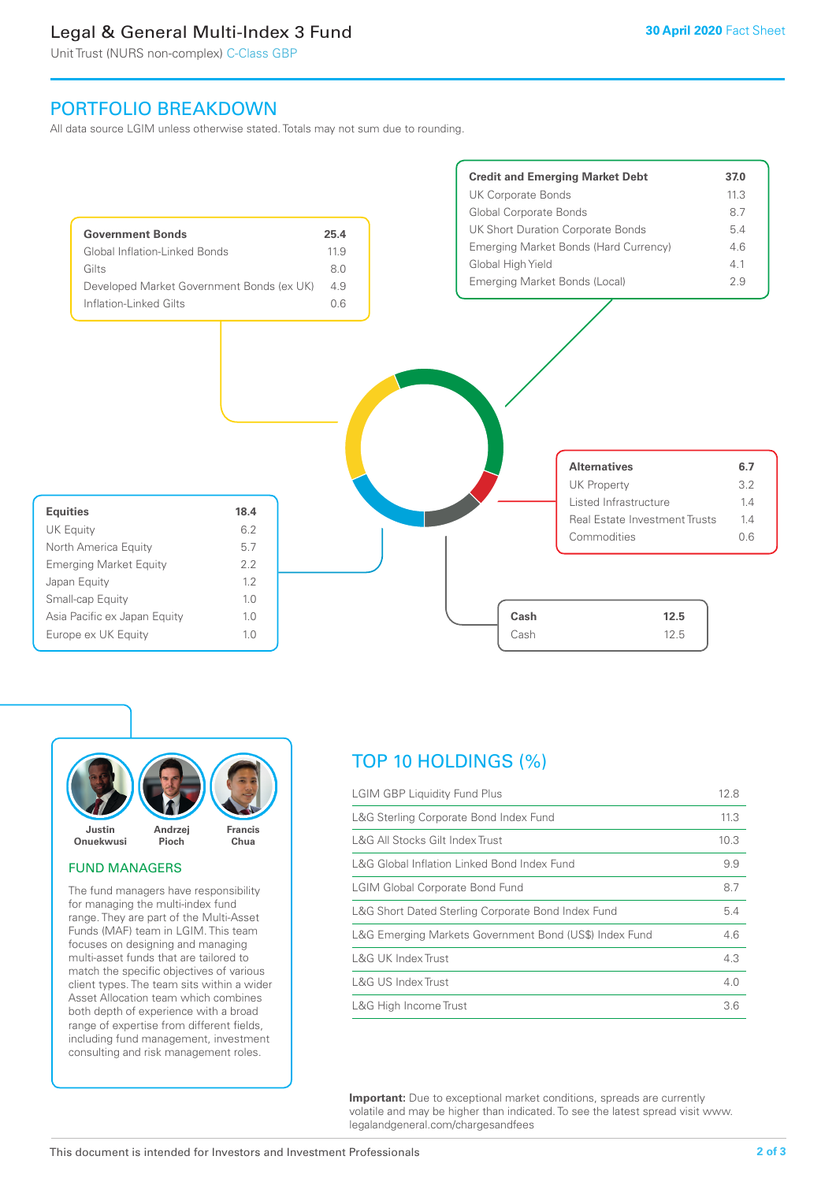# Legal & General Multi-Index 3 Fund

Unit Trust (NURS non-complex) C-Class GBP

30 April 2020 Fact Sheet

## PORTFOLIO BREAKDOWN

All data source LGIM unless otherwise stated. Totals may not sum due to rounding.

| Government Bonds | 25.4 |
|---|---|
| Global Inflation-Linked Bonds | 11.9 |
| Gilts | 8.0 |
| Developed Market Government Bonds (ex UK) | 4.9 |
| Inflation-Linked Gilts | 0.6 |

| Credit and Emerging Market Debt | 37.0 |
|---|---|
| UK Corporate Bonds | 11.3 |
| Global Corporate Bonds | 8.7 |
| UK Short Duration Corporate Bonds | 5.4 |
| Emerging Market Bonds (Hard Currency) | 4.6 |
| Global High Yield | 4.1 |
| Emerging Market Bonds (Local) | 2.9 |

| Alternatives | 6.7 |
|---|---|
| UK Property | 3.2 |
| Listed Infrastructure | 1.4 |
| Real Estate Investment Trusts | 1.4 |
| Commodities | 0.6 |

| Equities | 18.4 |
|---|---|
| UK Equity | 6.2 |
| North America Equity | 5.7 |
| Emerging Market Equity | 2.2 |
| Japan Equity | 1.2 |
| Small-cap Equity | 1.0 |
| Asia Pacific ex Japan Equity | 1.0 |
| Europe ex UK Equity | 1.0 |

| Cash | 12.5 |
|---|---|
| Cash | 12.5 |

Justin Onuekwusi · Andrzej Pioch · Francis Chua

### FUND MANAGERS

The fund managers have responsibility for managing the multi-index fund range. They are part of the Multi-Asset Funds (MAF) team in LGIM. This team focuses on designing and managing multi-asset funds that are tailored to match the specific objectives of various client types. The team sits within a wider Asset Allocation team which combines both depth of experience with a broad range of expertise from different fields, including fund management, investment consulting and risk management roles.

## TOP 10 HOLDINGS (%)

| Holding | % |
|---|---|
| LGIM GBP Liquidity Fund Plus | 12.8 |
| L&G Sterling Corporate Bond Index Fund | 11.3 |
| L&G All Stocks Gilt Index Trust | 10.3 |
| L&G Global Inflation Linked Bond Index Fund | 9.9 |
| LGIM Global Corporate Bond Fund | 8.7 |
| L&G Short Dated Sterling Corporate Bond Index Fund | 5.4 |
| L&G Emerging Markets Government Bond (US$) Index Fund | 4.6 |
| L&G UK Index Trust | 4.3 |
| L&G US Index Trust | 4.0 |
| L&G High Income Trust | 3.6 |

**Important:** Due to exceptional market conditions, spreads are currently volatile and may be higher than indicated. To see the latest spread visit www.legalandgeneral.com/chargesandfees

This document is intended for Investors and Investment Professionals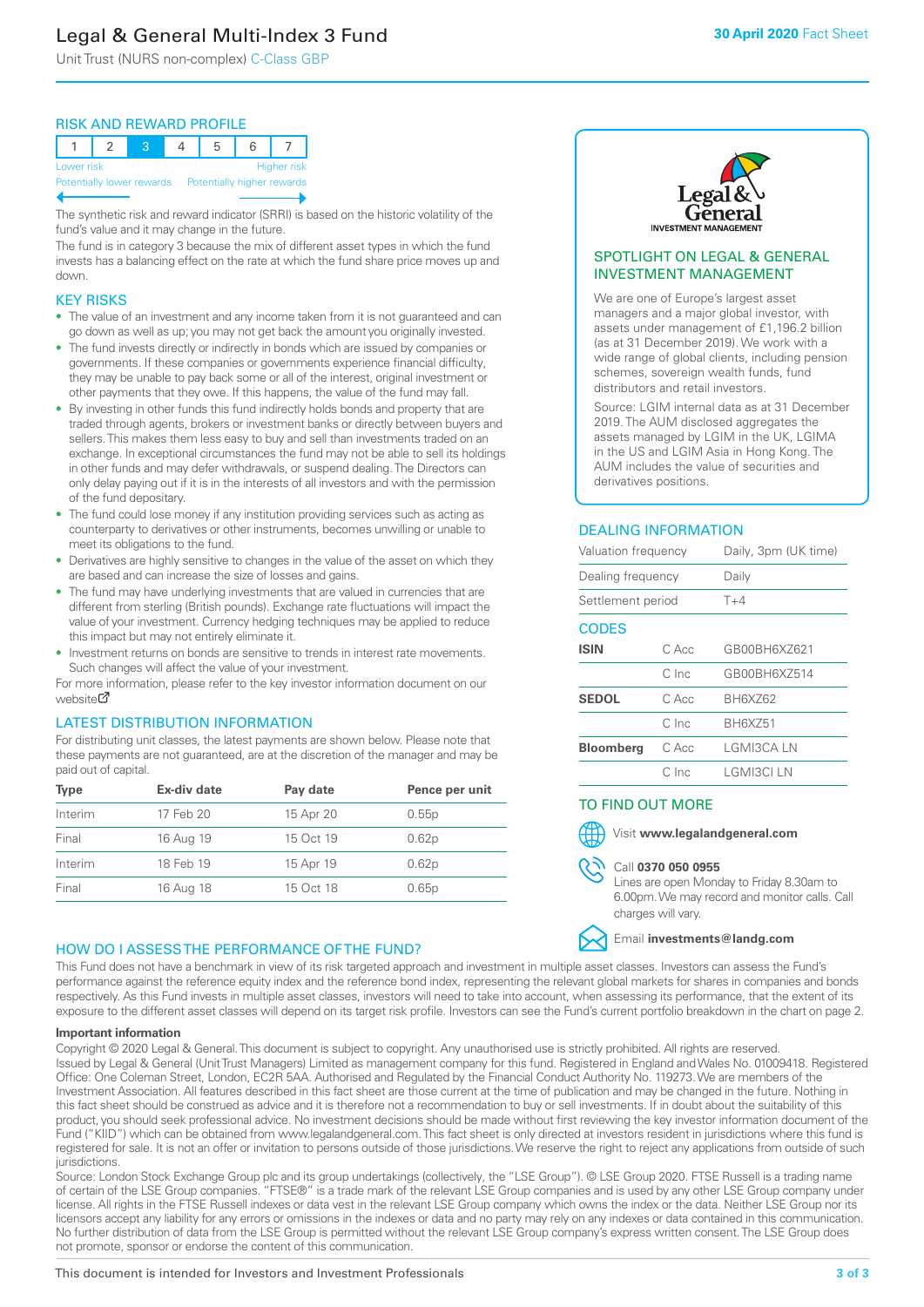# Legal & General Multi-Index 3 Fund

Unit Trust (NURS non-complex) C-Class GBP

**30 April 2020** Fact Sheet

## RISK AND REWARD PROFILE

| 1 | 2 | 3 | 4 | 5 | 6 | 7 |
|---|---|---|---|---|---|---|

Lower risk — Higher risk

Potentially lower rewards — Potentially higher rewards

The synthetic risk and reward indicator (SRRI) is based on the historic volatility of the fund's value and it may change in the future.

The fund is in category 3 because the mix of different asset types in which the fund invests has a balancing effect on the rate at which the fund share price moves up and down.

## KEY RISKS

- The value of an investment and any income taken from it is not guaranteed and can go down as well as up; you may not get back the amount you originally invested.
- The fund invests directly or indirectly in bonds which are issued by companies or governments. If these companies or governments experience financial difficulty, they may be unable to pay back some or all of the interest, original investment or other payments that they owe. If this happens, the value of the fund may fall.
- By investing in other funds this fund indirectly holds bonds and property that are traded through agents, brokers or investment banks or directly between buyers and sellers. This makes them less easy to buy and sell than investments traded on an exchange. In exceptional circumstances the fund may not be able to sell its holdings in other funds and may defer withdrawals, or suspend dealing. The Directors can only delay paying out if it is in the interests of all investors and with the permission of the fund depositary.
- The fund could lose money if any institution providing services such as acting as counterparty to derivatives or other instruments, becomes unwilling or unable to meet its obligations to the fund.
- Derivatives are highly sensitive to changes in the value of the asset on which they are based and can increase the size of losses and gains.
- The fund may have underlying investments that are valued in currencies that are different from sterling (British pounds). Exchange rate fluctuations will impact the value of your investment. Currency hedging techniques may be applied to reduce this impact but may not entirely eliminate it.
- Investment returns on bonds are sensitive to trends in interest rate movements. Such changes will affect the value of your investment.

For more information, please refer to the key investor information document on our website

## LATEST DISTRIBUTION INFORMATION

For distributing unit classes, the latest payments are shown below. Please note that these payments are not guaranteed, are at the discretion of the manager and may be paid out of capital.

| Type | Ex-div date | Pay date | Pence per unit |
|---|---|---|---|
| Interim | 17 Feb 20 | 15 Apr 20 | 0.55p |
| Final | 16 Aug 19 | 15 Oct 19 | 0.62p |
| Interim | 18 Feb 19 | 15 Apr 19 | 0.62p |
| Final | 16 Aug 18 | 15 Oct 18 | 0.65p |

## SPOTLIGHT ON LEGAL & GENERAL INVESTMENT MANAGEMENT

We are one of Europe's largest asset managers and a major global investor, with assets under management of £1,196.2 billion (as at 31 December 2019). We work with a wide range of global clients, including pension schemes, sovereign wealth funds, fund distributors and retail investors.

Source: LGIM internal data as at 31 December 2019. The AUM disclosed aggregates the assets managed by LGIM in the UK, LGIMA in the US and LGIM Asia in Hong Kong. The AUM includes the value of securities and derivatives positions.

## DEALING INFORMATION

| | |
|---|---|
| Valuation frequency | Daily, 3pm (UK time) |
| Dealing frequency | Daily |
| Settlement period | T+4 |

## CODES

| | | |
|---|---|---|
| **ISIN** | C Acc | GB00BH6XZ621 |
| | C Inc | GB00BH6XZ514 |
| **SEDOL** | C Acc | BH6XZ62 |
| | C Inc | BH6XZ51 |
| **Bloomberg** | C Acc | LGMI3CA LN |
| | C Inc | LGMI3CI LN |

## TO FIND OUT MORE

Visit **www.legalandgeneral.com**

Call **0370 050 0955**
Lines are open Monday to Friday 8.30am to 6.00pm. We may record and monitor calls. Call charges will vary.

Email **investments@landg.com**

## HOW DO I ASSESS THE PERFORMANCE OF THE FUND?

This Fund does not have a benchmark in view of its risk targeted approach and investment in multiple asset classes. Investors can assess the Fund's performance against the reference equity index and the reference bond index, representing the relevant global markets for shares in companies and bonds respectively. As this Fund invests in multiple asset classes, investors will need to take into account, when assessing its performance, that the extent of its exposure to the different asset classes will depend on its target risk profile. Investors can see the Fund's current portfolio breakdown in the chart on page 2.

**Important information**

Copyright © 2020 Legal & General. This document is subject to copyright. Any unauthorised use is strictly prohibited. All rights are reserved. Issued by Legal & General (Unit Trust Managers) Limited as management company for this fund. Registered in England and Wales No. 01009418. Registered Office: One Coleman Street, London, EC2R 5AA. Authorised and Regulated by the Financial Conduct Authority No. 119273. We are members of the Investment Association. All features described in this fact sheet are those current at the time of publication and may be changed in the future. Nothing in this fact sheet should be construed as advice and it is therefore not a recommendation to buy or sell investments. If in doubt about the suitability of this product, you should seek professional advice. No investment decisions should be made without first reviewing the key investor information document of the Fund ("KIID") which can be obtained from www.legalandgeneral.com. This fact sheet is only directed at investors resident in jurisdictions where this fund is registered for sale. It is not an offer or invitation to persons outside of those jurisdictions. We reserve the right to reject any applications from outside of such jurisdictions.

Source: London Stock Exchange Group plc and its group undertakings (collectively, the "LSE Group"). © LSE Group 2020. FTSE Russell is a trading name of certain of the LSE Group companies. "FTSE®" is a trade mark of the relevant LSE Group companies and is used by any other LSE Group company under license. All rights in the FTSE Russell indexes or data vest in the relevant LSE Group company which owns the index or the data. Neither LSE Group nor its licensors accept any liability for any errors or omissions in the indexes or data and no party may rely on any indexes or data contained in this communication. No further distribution of data from the LSE Group is permitted without the relevant LSE Group company's express written consent. The LSE Group does not promote, sponsor or endorse the content of this communication.

This document is intended for Investors and Investment Professionals